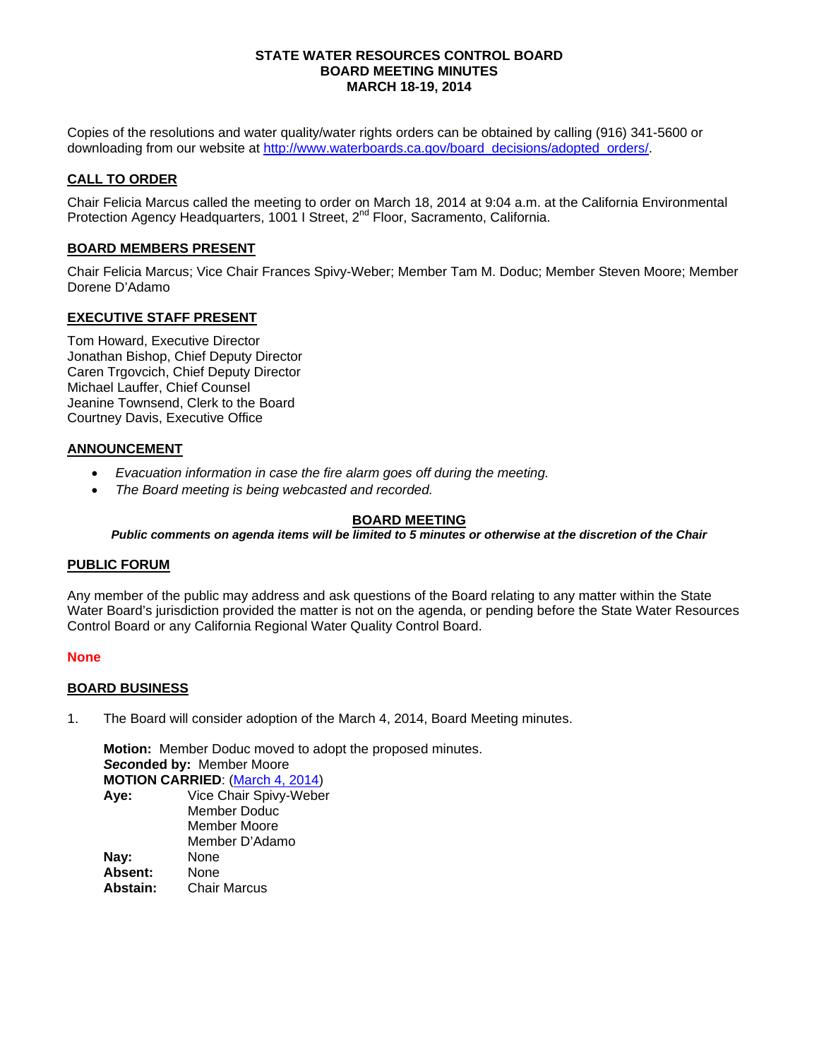**STATE WATER RESOURCES CONTROL BOARD**
**BOARD MEETING MINUTES**
**MARCH 18-19, 2014**

Copies of the resolutions and water quality/water rights orders can be obtained by calling (916) 341-5600 or downloading from our website at [http://www.waterboards.ca.gov/board_decisions/adopted_orders/](http://www.waterboards.ca.gov/board_decisions/adopted_orders/).

## CALL TO ORDER

Chair Felicia Marcus called the meeting to order on March 18, 2014 at 9:04 a.m. at the California Environmental Protection Agency Headquarters, 1001 I Street, 2nd Floor, Sacramento, California.

## BOARD MEMBERS PRESENT

Chair Felicia Marcus; Vice Chair Frances Spivy-Weber; Member Tam M. Doduc; Member Steven Moore; Member Dorene D'Adamo

## EXECUTIVE STAFF PRESENT

Tom Howard, Executive Director
Jonathan Bishop, Chief Deputy Director
Caren Trgovcich, Chief Deputy Director
Michael Lauffer, Chief Counsel
Jeanine Townsend, Clerk to the Board
Courtney Davis, Executive Office

## ANNOUNCEMENT

- *Evacuation information in case the fire alarm goes off during the meeting.*
- *The Board meeting is being webcasted and recorded.*

## BOARD MEETING

***Public comments on agenda items will be limited to 5 minutes or otherwise at the discretion of the Chair***

## PUBLIC FORUM

Any member of the public may address and ask questions of the Board relating to any matter within the State Water Board's jurisdiction provided the matter is not on the agenda, or pending before the State Water Resources Control Board or any California Regional Water Quality Control Board.

**None**

## BOARD BUSINESS

1. The Board will consider adoption of the March 4, 2014, Board Meeting minutes.

   **Motion:** Member Doduc moved to adopt the proposed minutes.
   ***Seco*nded by:** Member Moore
   **MOTION CARRIED**: ([March 4, 2014](#))

   | | |
   |---|---|
   | **Aye:** | Vice Chair Spivy-Weber<br>Member Doduc<br>Member Moore<br>Member D'Adamo |
   | **Nay:** | None |
   | **Absent:** | None |
   | **Abstain:** | Chair Marcus |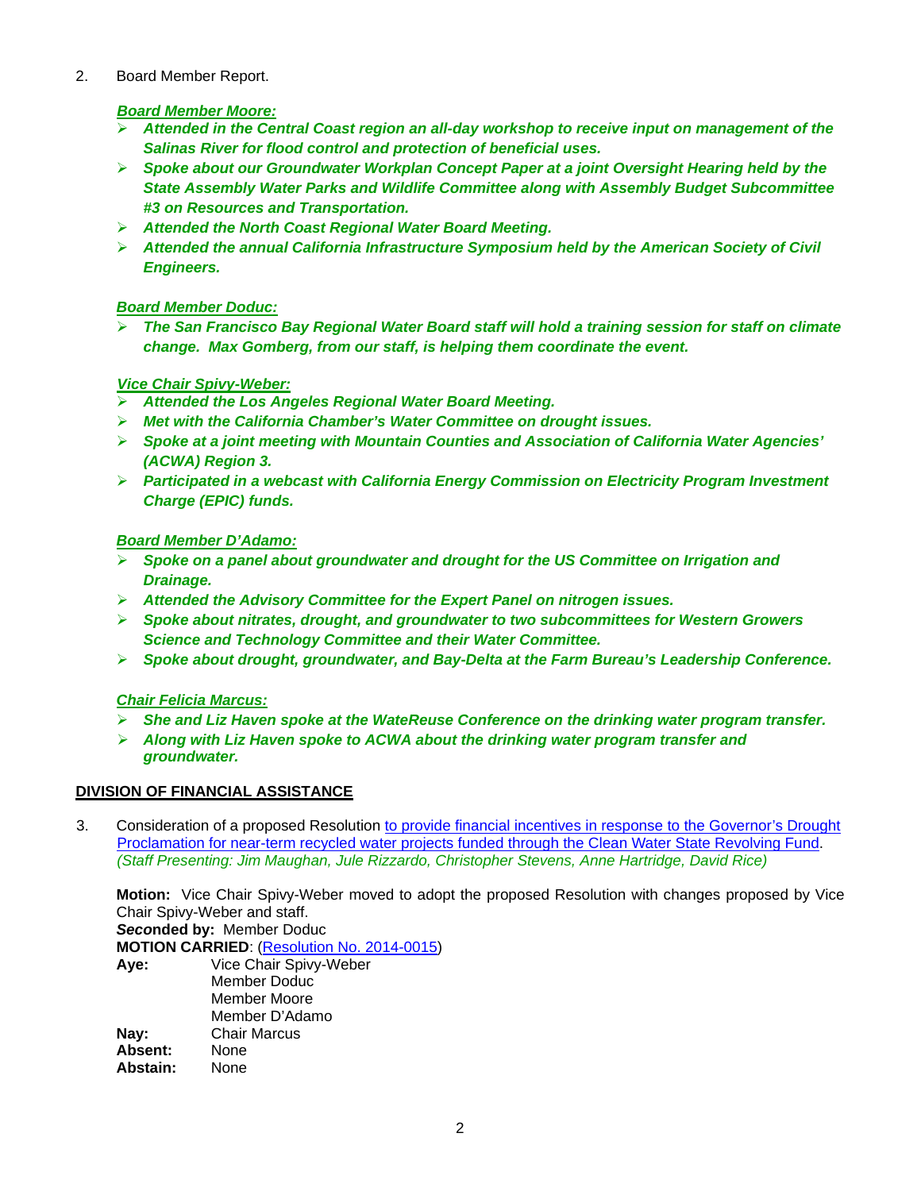2. Board Member Report.

***Board Member Moore:***

- ***Attended in the Central Coast region an all-day workshop to receive input on management of the Salinas River for flood control and protection of beneficial uses.***
- ***Spoke about our Groundwater Workplan Concept Paper at a joint Oversight Hearing held by the State Assembly Water Parks and Wildlife Committee along with Assembly Budget Subcommittee #3 on Resources and Transportation.***
- ***Attended the North Coast Regional Water Board Meeting.***
- ***Attended the annual California Infrastructure Symposium held by the American Society of Civil Engineers.***

***Board Member Doduc:***

- ***The San Francisco Bay Regional Water Board staff will hold a training session for staff on climate change. Max Gomberg, from our staff, is helping them coordinate the event.***

***Vice Chair Spivy-Weber:***

- ***Attended the Los Angeles Regional Water Board Meeting.***
- ***Met with the California Chamber's Water Committee on drought issues.***
- ***Spoke at a joint meeting with Mountain Counties and Association of California Water Agencies' (ACWA) Region 3.***
- ***Participated in a webcast with California Energy Commission on Electricity Program Investment Charge (EPIC) funds.***

***Board Member D'Adamo:***

- ***Spoke on a panel about groundwater and drought for the US Committee on Irrigation and Drainage.***
- ***Attended the Advisory Committee for the Expert Panel on nitrogen issues.***
- ***Spoke about nitrates, drought, and groundwater to two subcommittees for Western Growers Science and Technology Committee and their Water Committee.***
- ***Spoke about drought, groundwater, and Bay-Delta at the Farm Bureau's Leadership Conference.***

***Chair Felicia Marcus:***

- ***She and Liz Haven spoke at the WateReuse Conference on the drinking water program transfer.***
- ***Along with Liz Haven spoke to ACWA about the drinking water program transfer and groundwater.***

## DIVISION OF FINANCIAL ASSISTANCE

3. Consideration of a proposed Resolution to provide financial incentives in response to the Governor's Drought Proclamation for near-term recycled water projects funded through the Clean Water State Revolving Fund. *(Staff Presenting: Jim Maughan, Jule Rizzardo, Christopher Stevens, Anne Hartridge, David Rice)*

**Motion:** Vice Chair Spivy-Weber moved to adopt the proposed Resolution with changes proposed by Vice Chair Spivy-Weber and staff.
***Seco*nded by:** Member Doduc
**MOTION CARRIED**: (Resolution No. 2014-0015)

**Aye:** Vice Chair Spivy-Weber
Member Doduc
Member Moore
Member D'Adamo
**Nay:** Chair Marcus
**Absent:** None
**Abstain:** None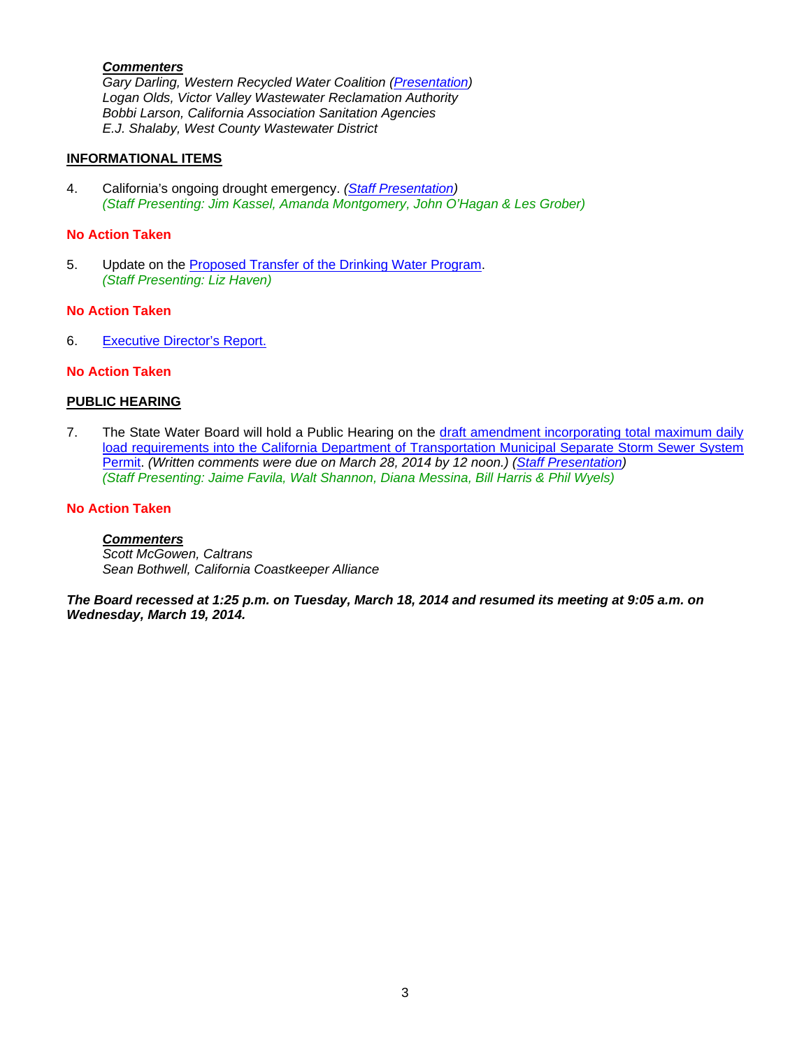***Commenters***
*Gary Darling, Western Recycled Water Coalition (Presentation)*
*Logan Olds, Victor Valley Wastewater Reclamation Authority*
*Bobbi Larson, California Association Sanitation Agencies*
*E.J. Shalaby, West County Wastewater District*

**INFORMATIONAL ITEMS**

4. California's ongoing drought emergency. *(Staff Presentation)*
*(Staff Presenting: Jim Kassel, Amanda Montgomery, John O'Hagan & Les Grober)*

**No Action Taken**

5. Update on the Proposed Transfer of the Drinking Water Program.
*(Staff Presenting: Liz Haven)*

**No Action Taken**

6. Executive Director's Report.

**No Action Taken**

**PUBLIC HEARING**

7. The State Water Board will hold a Public Hearing on the draft amendment incorporating total maximum daily load requirements into the California Department of Transportation Municipal Separate Storm Sewer System Permit. *(Written comments were due on March 28, 2014 by 12 noon.) (Staff Presentation)*
*(Staff Presenting: Jaime Favila, Walt Shannon, Diana Messina, Bill Harris & Phil Wyels)*

**No Action Taken**

***Commenters***
*Scott McGowen, Caltrans*
*Sean Bothwell, California Coastkeeper Alliance*

***The Board recessed at 1:25 p.m. on Tuesday, March 18, 2014 and resumed its meeting at 9:05 a.m. on Wednesday, March 19, 2014.***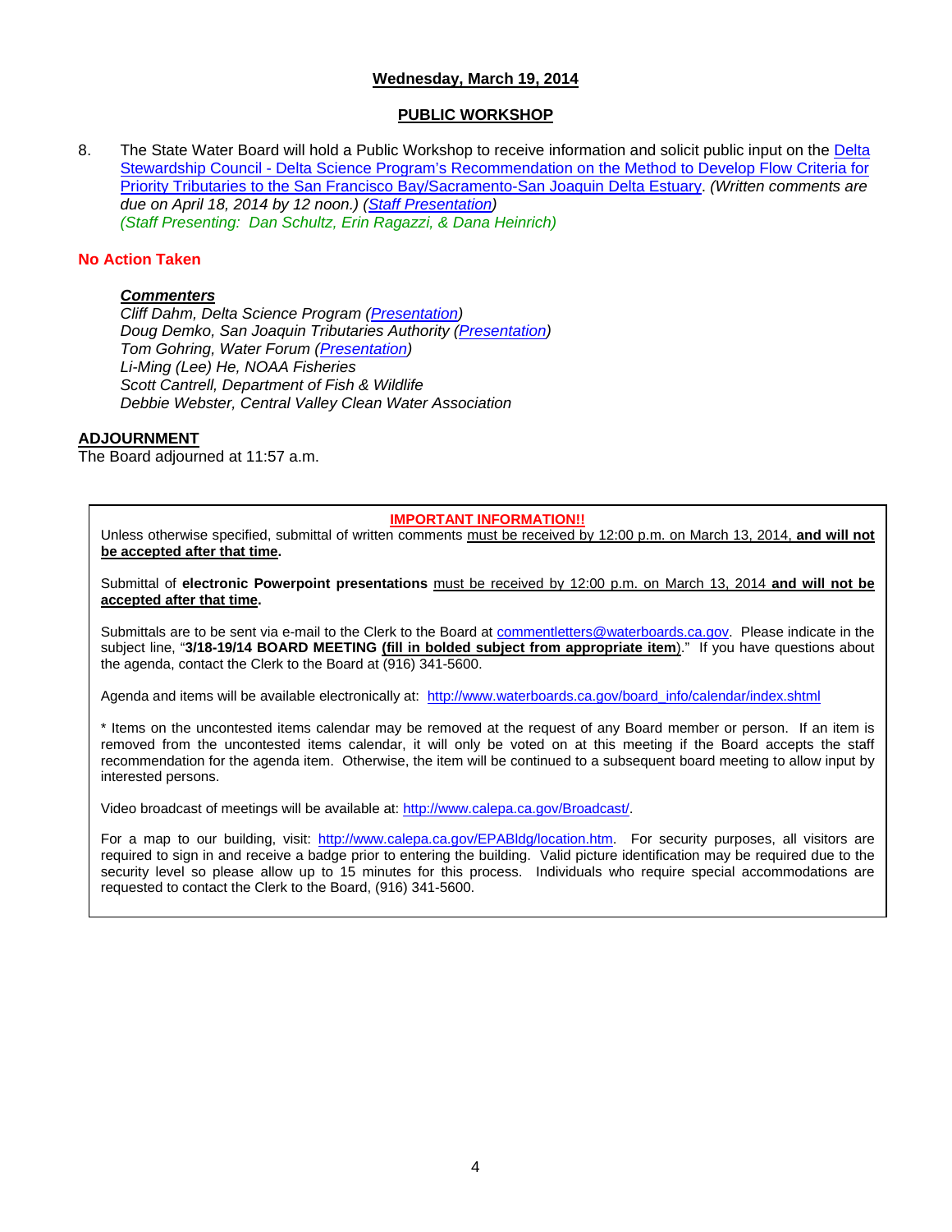**Wednesday, March 19, 2014**

**PUBLIC WORKSHOP**

8. The State Water Board will hold a Public Workshop to receive information and solicit public input on the Delta Stewardship Council - Delta Science Program's Recommendation on the Method to Develop Flow Criteria for Priority Tributaries to the San Francisco Bay/Sacramento-San Joaquin Delta Estuary. *(Written comments are due on April 18, 2014 by 12 noon.) (Staff Presentation)*
   *(Staff Presenting: Dan Schultz, Erin Ragazzi, & Dana Heinrich)*

**No Action Taken**

***Commenters***
*Cliff Dahm, Delta Science Program (Presentation)*
*Doug Demko, San Joaquin Tributaries Authority (Presentation)*
*Tom Gohring, Water Forum (Presentation)*
*Li-Ming (Lee) He, NOAA Fisheries*
*Scott Cantrell, Department of Fish & Wildlife*
*Debbie Webster, Central Valley Clean Water Association*

**ADJOURNMENT**
The Board adjourned at 11:57 a.m.

---

**IMPORTANT INFORMATION!!**

Unless otherwise specified, submittal of written comments must be received by 12:00 p.m. on March 13, 2014, **and will not be accepted after that time**.

Submittal of **electronic Powerpoint presentations** must be received by 12:00 p.m. on March 13, 2014 **and will not be accepted after that time**.

Submittals are to be sent via e-mail to the Clerk to the Board at commentletters@waterboards.ca.gov. Please indicate in the subject line, "**3/18-19/14 BOARD MEETING (fill in bolded subject from appropriate item)**." If you have questions about the agenda, contact the Clerk to the Board at (916) 341-5600.

Agenda and items will be available electronically at: http://www.waterboards.ca.gov/board_info/calendar/index.shtml

* Items on the uncontested items calendar may be removed at the request of any Board member or person. If an item is removed from the uncontested items calendar, it will only be voted on at this meeting if the Board accepts the staff recommendation for the agenda item. Otherwise, the item will be continued to a subsequent board meeting to allow input by interested persons.

Video broadcast of meetings will be available at: http://www.calepa.ca.gov/Broadcast/.

For a map to our building, visit: http://www.calepa.ca.gov/EPABldg/location.htm. For security purposes, all visitors are required to sign in and receive a badge prior to entering the building. Valid picture identification may be required due to the security level so please allow up to 15 minutes for this process. Individuals who require special accommodations are requested to contact the Clerk to the Board, (916) 341-5600.